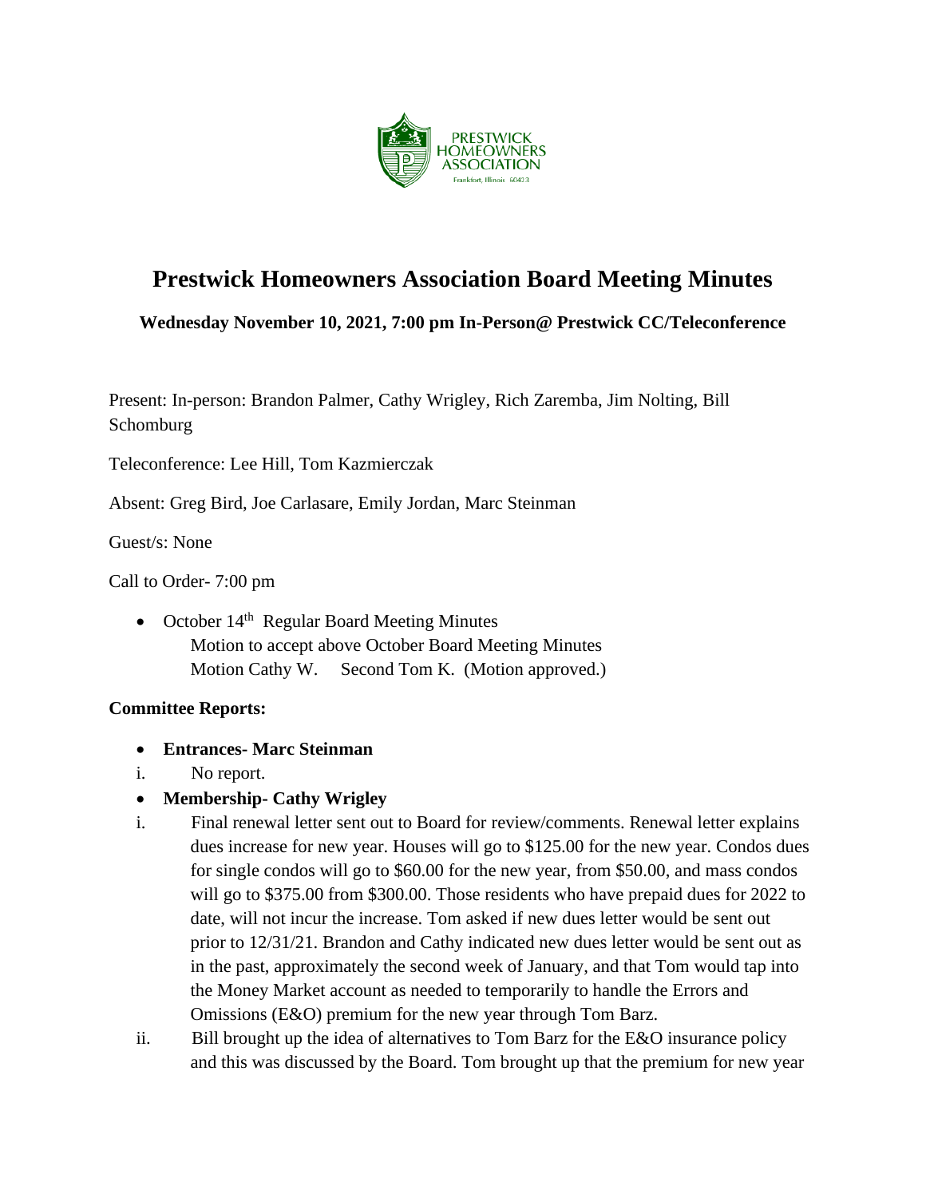# Prestwick Homeowners Association Board Meeting Minutes

**Wednesday November 10, 2021, 7:00 pm In-Person@ Prestwick CC/Teleconference**

Present: In-person: Brandon Palmer, Cathy Wrigley, Rich Zaremba, Jim Nolting, Bill Schomburg

Teleconference: Lee Hill, Tom Kazmierczak

Absent: Greg Bird, Joe Carlasare, Emily Jordan, Marc Steinman

Guest/s: None

Call to Order- 7:00 pm

- October 14th Regular Board Meeting Minutes
  Motion to accept above October Board Meeting Minutes
  Motion Cathy W. Second Tom K. (Motion approved.)

**Committee Reports:**

- **Entrances- Marc Steinman**

i. No report.

- **Membership- Cathy Wrigley**

i. Final renewal letter sent out to Board for review/comments. Renewal letter explains dues increase for new year. Houses will go to $125.00 for the new year. Condos dues for single condos will go to $60.00 for the new year, from $50.00, and mass condos will go to $375.00 from $300.00. Those residents who have prepaid dues for 2022 to date, will not incur the increase. Tom asked if new dues letter would be sent out prior to 12/31/21. Brandon and Cathy indicated new dues letter would be sent out as in the past, approximately the second week of January, and that Tom would tap into the Money Market account as needed to temporarily to handle the Errors and Omissions (E&O) premium for the new year through Tom Barz.

ii. Bill brought up the idea of alternatives to Tom Barz for the E&O insurance policy and this was discussed by the Board. Tom brought up that the premium for new year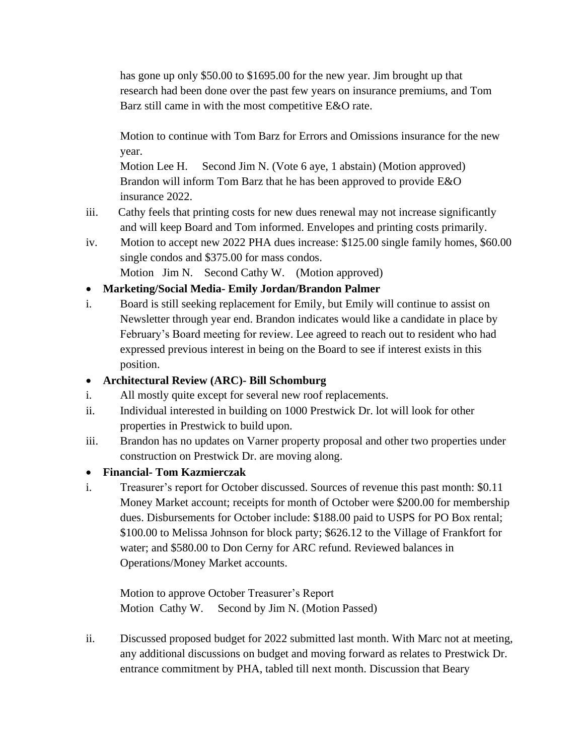has gone up only $50.00 to $1695.00 for the new year. Jim brought up that research had been done over the past few years on insurance premiums, and Tom Barz still came in with the most competitive E&O rate.

Motion to continue with Tom Barz for Errors and Omissions insurance for the new year.
Motion Lee H.     Second Jim N. (Vote 6 aye, 1 abstain) (Motion approved)
Brandon will inform Tom Barz that he has been approved to provide E&O insurance 2022.

iii. Cathy feels that printing costs for new dues renewal may not increase significantly and will keep Board and Tom informed. Envelopes and printing costs primarily.

iv. Motion to accept new 2022 PHA dues increase: $125.00 single family homes, $60.00 single condos and $375.00 for mass condos.
Motion   Jim N.    Second Cathy W.    (Motion approved)

- **Marketing/Social Media- Emily Jordan/Brandon Palmer**

i. Board is still seeking replacement for Emily, but Emily will continue to assist on Newsletter through year end. Brandon indicates would like a candidate in place by February's Board meeting for review. Lee agreed to reach out to resident who had expressed previous interest in being on the Board to see if interest exists in this position.

- **Architectural Review (ARC)- Bill Schomburg**

i. All mostly quite except for several new roof replacements.

ii. Individual interested in building on 1000 Prestwick Dr. lot will look for other properties in Prestwick to build upon.

iii. Brandon has no updates on Varner property proposal and other two properties under construction on Prestwick Dr. are moving along.

- **Financial- Tom Kazmierczak**

i. Treasurer's report for October discussed. Sources of revenue this past month: $0.11 Money Market account; receipts for month of October were $200.00 for membership dues. Disbursements for October include: $188.00 paid to USPS for PO Box rental; $100.00 to Melissa Johnson for block party; $626.12 to the Village of Frankfort for water; and $580.00 to Don Cerny for ARC refund. Reviewed balances in Operations/Money Market accounts.

Motion to approve October Treasurer's Report
Motion  Cathy W.     Second by Jim N. (Motion Passed)

ii. Discussed proposed budget for 2022 submitted last month. With Marc not at meeting, any additional discussions on budget and moving forward as relates to Prestwick Dr. entrance commitment by PHA, tabled till next month. Discussion that Beary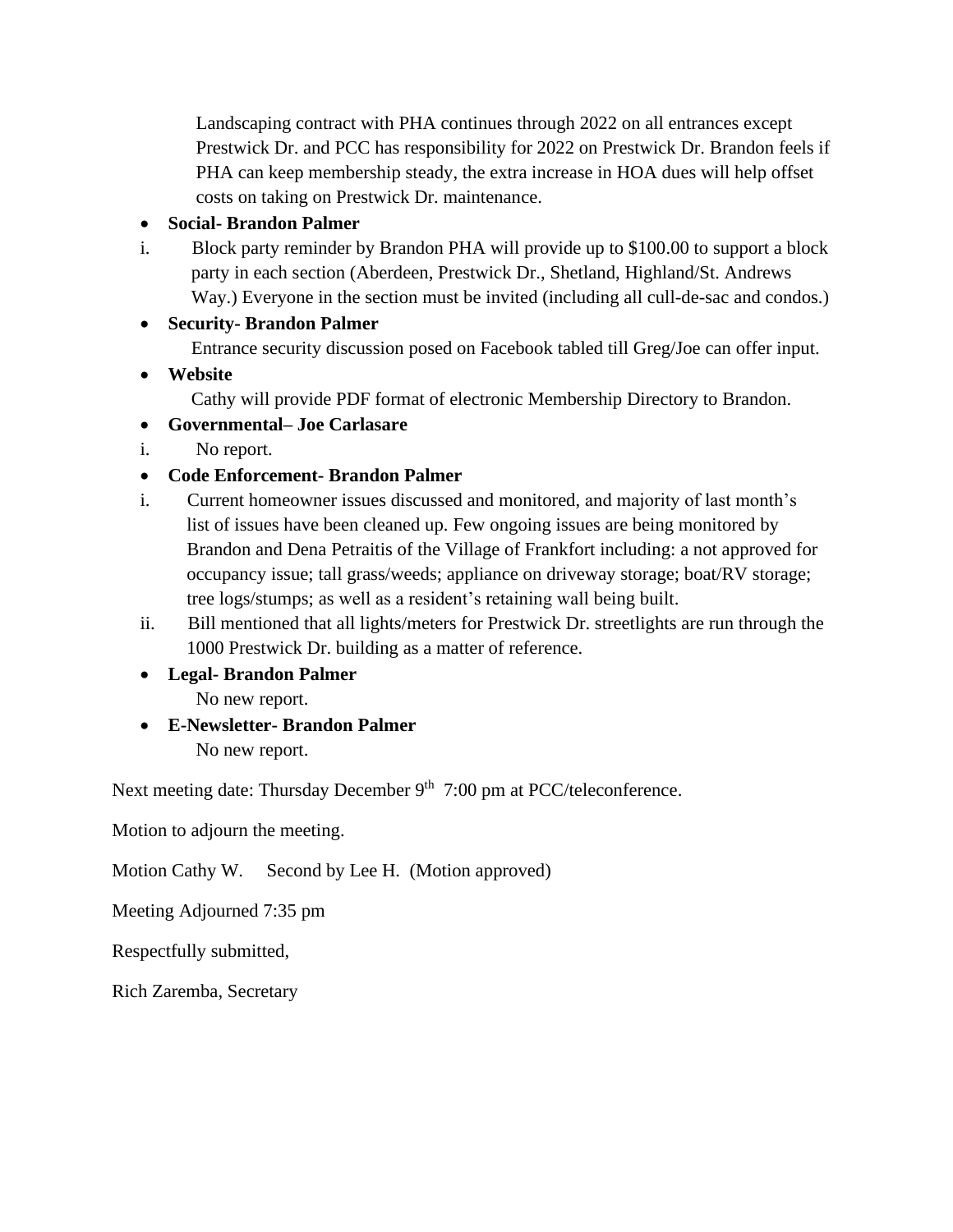Landscaping contract with PHA continues through 2022 on all entrances except Prestwick Dr. and PCC has responsibility for 2022 on Prestwick Dr. Brandon feels if PHA can keep membership steady, the extra increase in HOA dues will help offset costs on taking on Prestwick Dr. maintenance.

- **Social- Brandon Palmer**
  i. Block party reminder by Brandon PHA will provide up to $100.00 to support a block party in each section (Aberdeen, Prestwick Dr., Shetland, Highland/St. Andrews Way.) Everyone in the section must be invited (including all cull-de-sac and condos.)
- **Security- Brandon Palmer**
  Entrance security discussion posed on Facebook tabled till Greg/Joe can offer input.
- **Website**
  Cathy will provide PDF format of electronic Membership Directory to Brandon.
- **Governmental– Joe Carlasare**
  i. No report.
- **Code Enforcement- Brandon Palmer**
  i. Current homeowner issues discussed and monitored, and majority of last month's list of issues have been cleaned up. Few ongoing issues are being monitored by Brandon and Dena Petraitis of the Village of Frankfort including: a not approved for occupancy issue; tall grass/weeds; appliance on driveway storage; boat/RV storage; tree logs/stumps; as well as a resident's retaining wall being built.
  ii. Bill mentioned that all lights/meters for Prestwick Dr. streetlights are run through the 1000 Prestwick Dr. building as a matter of reference.
- **Legal- Brandon Palmer**
  No new report.
- **E-Newsletter- Brandon Palmer**
  No new report.

Next meeting date: Thursday December 9th 7:00 pm at PCC/teleconference.

Motion to adjourn the meeting.

Motion Cathy W. Second by Lee H. (Motion approved)

Meeting Adjourned 7:35 pm

Respectfully submitted,

Rich Zaremba, Secretary